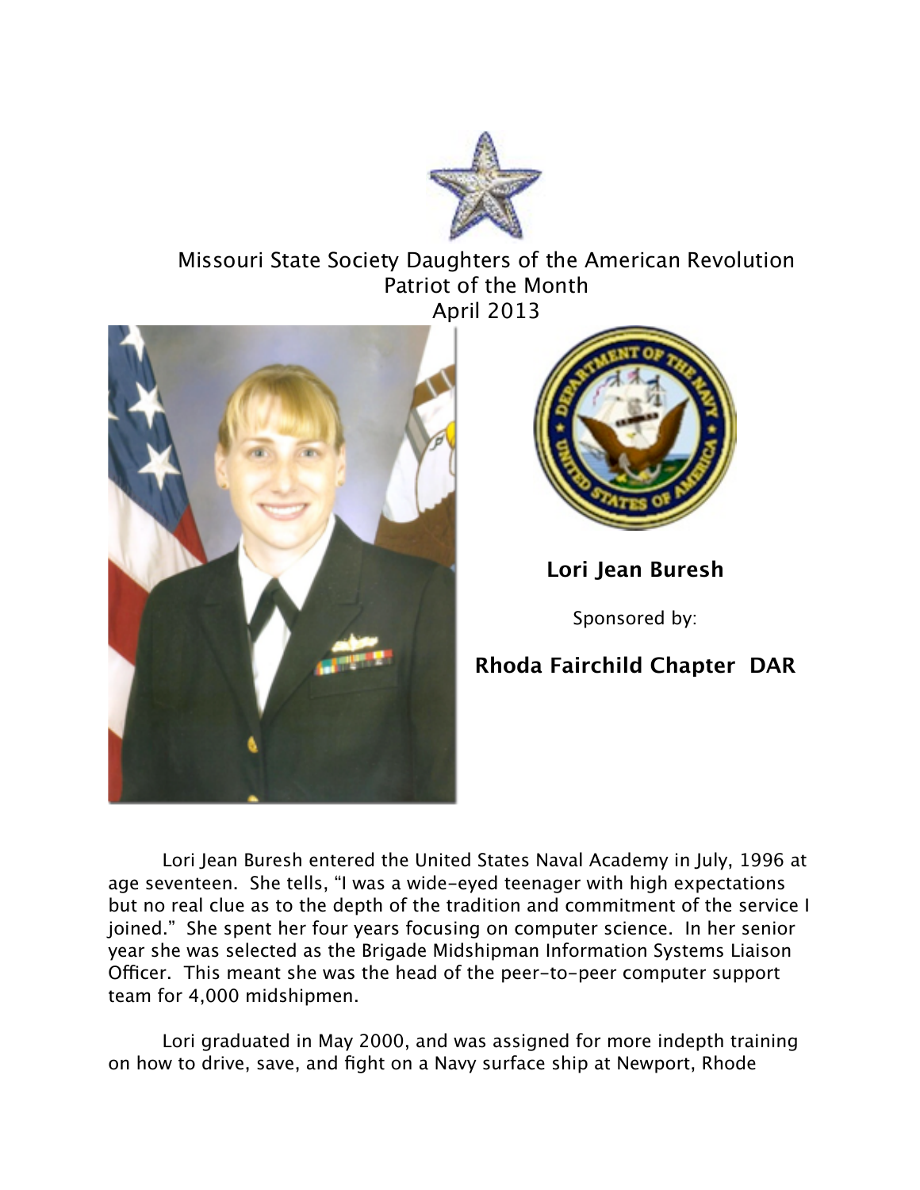Missouri State Society Daughters of the American Revolution
Patriot of the Month
April 2013

**Lori Jean Buresh**

Sponsored by:

**Rhoda Fairchild Chapter DAR**

Lori Jean Buresh entered the United States Naval Academy in July, 1996 at age seventeen. She tells, "I was a wide-eyed teenager with high expectations but no real clue as to the depth of the tradition and commitment of the service I joined." She spent her four years focusing on computer science. In her senior year she was selected as the Brigade Midshipman Information Systems Liaison Officer. This meant she was the head of the peer-to-peer computer support team for 4,000 midshipmen.

Lori graduated in May 2000, and was assigned for more indepth training on how to drive, save, and fight on a Navy surface ship at Newport, Rhode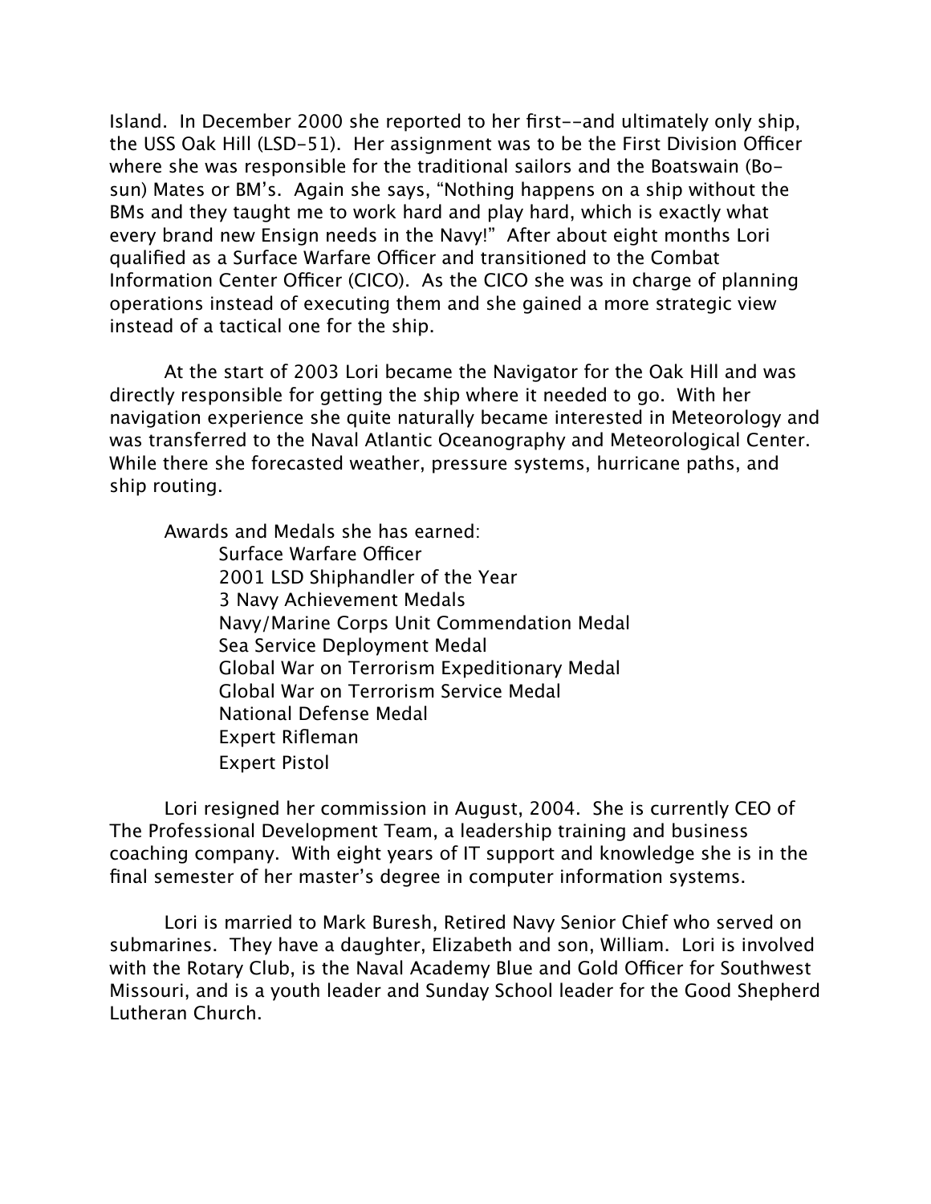Island. In December 2000 she reported to her first--and ultimately only ship, the USS Oak Hill (LSD-51). Her assignment was to be the First Division Officer where she was responsible for the traditional sailors and the Boatswain (Bo-sun) Mates or BM's. Again she says, "Nothing happens on a ship without the BMs and they taught me to work hard and play hard, which is exactly what every brand new Ensign needs in the Navy!" After about eight months Lori qualified as a Surface Warfare Officer and transitioned to the Combat Information Center Officer (CICO). As the CICO she was in charge of planning operations instead of executing them and she gained a more strategic view instead of a tactical one for the ship.

At the start of 2003 Lori became the Navigator for the Oak Hill and was directly responsible for getting the ship where it needed to go. With her navigation experience she quite naturally became interested in Meteorology and was transferred to the Naval Atlantic Oceanography and Meteorological Center. While there she forecasted weather, pressure systems, hurricane paths, and ship routing.

Awards and Medals she has earned:

- Surface Warfare Officer
- 2001 LSD Shiphandler of the Year
- 3 Navy Achievement Medals
- Navy/Marine Corps Unit Commendation Medal
- Sea Service Deployment Medal
- Global War on Terrorism Expeditionary Medal
- Global War on Terrorism Service Medal
- National Defense Medal
- Expert Rifleman
- Expert Pistol

Lori resigned her commission in August, 2004. She is currently CEO of The Professional Development Team, a leadership training and business coaching company. With eight years of IT support and knowledge she is in the final semester of her master's degree in computer information systems.

Lori is married to Mark Buresh, Retired Navy Senior Chief who served on submarines. They have a daughter, Elizabeth and son, William. Lori is involved with the Rotary Club, is the Naval Academy Blue and Gold Officer for Southwest Missouri, and is a youth leader and Sunday School leader for the Good Shepherd Lutheran Church.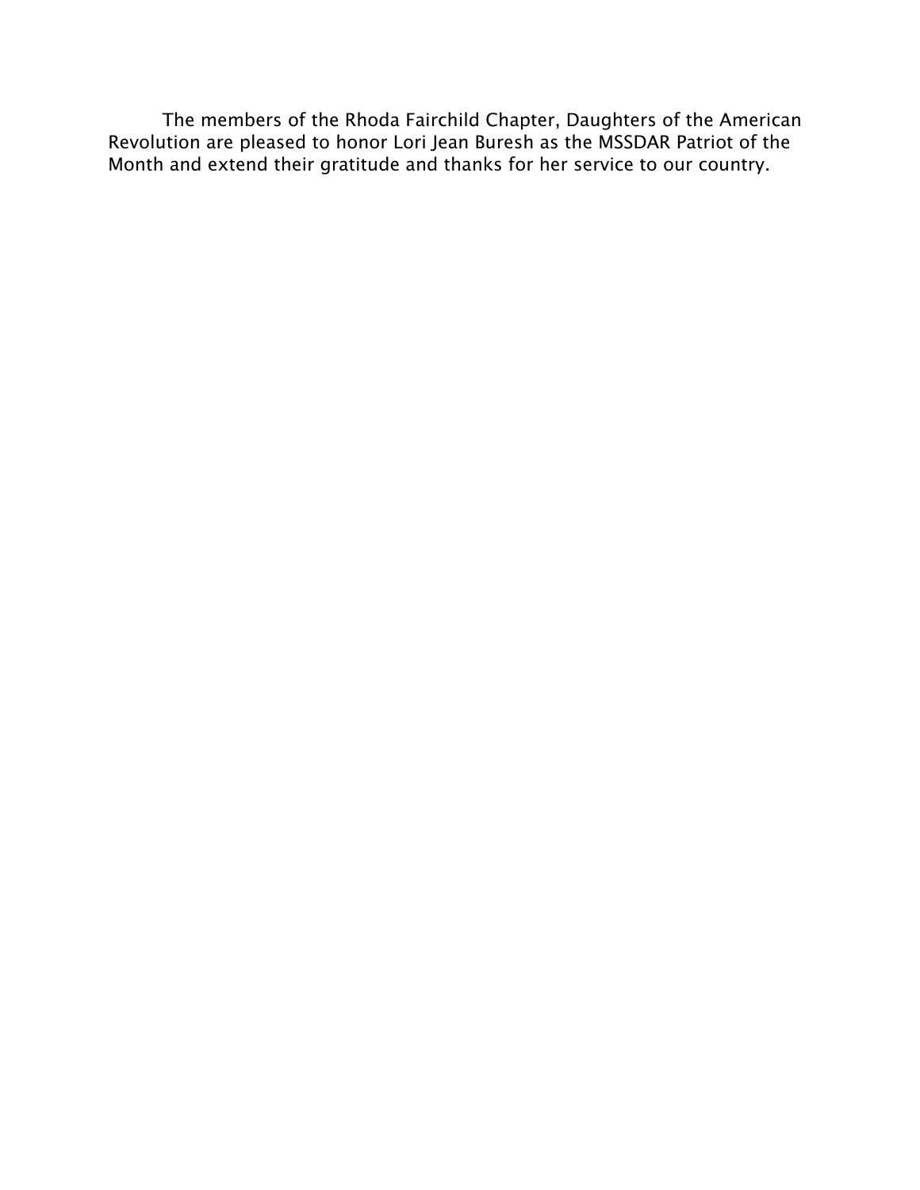The members of the Rhoda Fairchild Chapter, Daughters of the American Revolution are pleased to honor Lori Jean Buresh as the MSSDAR Patriot of the Month and extend their gratitude and thanks for her service to our country.